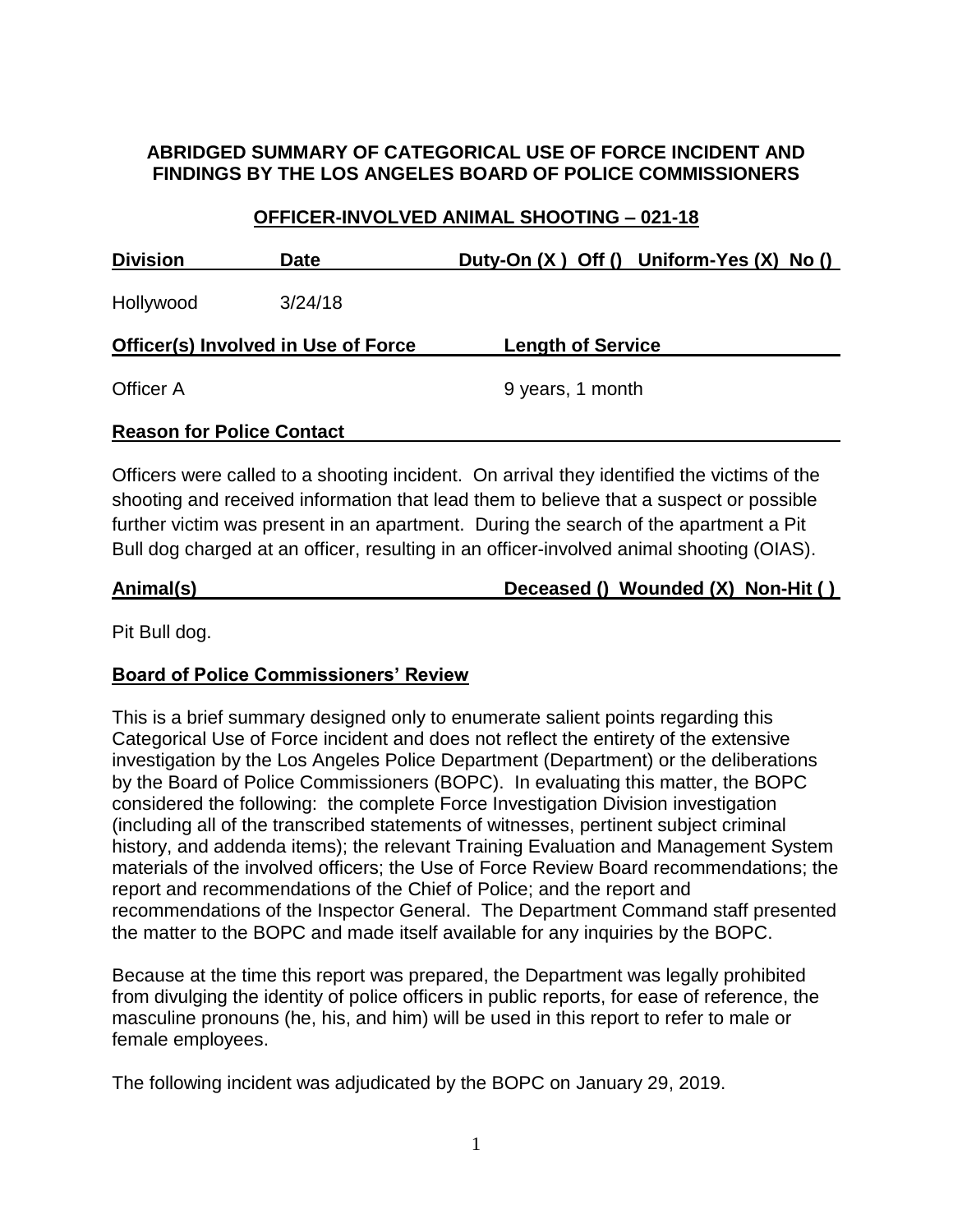**ABRIDGED SUMMARY OF CATEGORICAL USE OF FORCE INCIDENT AND FINDINGS BY THE LOS ANGELES BOARD OF POLICE COMMISSIONERS**

**OFFICER-INVOLVED ANIMAL SHOOTING – 021-18**

| Division | Date | Duty-On (X ) Off () Uniform-Yes (X) No () |
|---|---|---|
| Hollywood | 3/24/18 | |

| Officer(s) Involved in Use of Force | Length of Service |
|---|---|
| Officer A | 9 years, 1 month |

**Reason for Police Contact**

Officers were called to a shooting incident. On arrival they identified the victims of the shooting and received information that lead them to believe that a suspect or possible further victim was present in an apartment. During the search of the apartment a Pit Bull dog charged at an officer, resulting in an officer-involved animal shooting (OIAS).

| Animal(s) | Deceased () Wounded (X) Non-Hit ( ) |
|---|---|
| Pit Bull dog. | |

**Board of Police Commissioners' Review**

This is a brief summary designed only to enumerate salient points regarding this Categorical Use of Force incident and does not reflect the entirety of the extensive investigation by the Los Angeles Police Department (Department) or the deliberations by the Board of Police Commissioners (BOPC). In evaluating this matter, the BOPC considered the following: the complete Force Investigation Division investigation (including all of the transcribed statements of witnesses, pertinent subject criminal history, and addenda items); the relevant Training Evaluation and Management System materials of the involved officers; the Use of Force Review Board recommendations; the report and recommendations of the Chief of Police; and the report and recommendations of the Inspector General. The Department Command staff presented the matter to the BOPC and made itself available for any inquiries by the BOPC.

Because at the time this report was prepared, the Department was legally prohibited from divulging the identity of police officers in public reports, for ease of reference, the masculine pronouns (he, his, and him) will be used in this report to refer to male or female employees.

The following incident was adjudicated by the BOPC on January 29, 2019.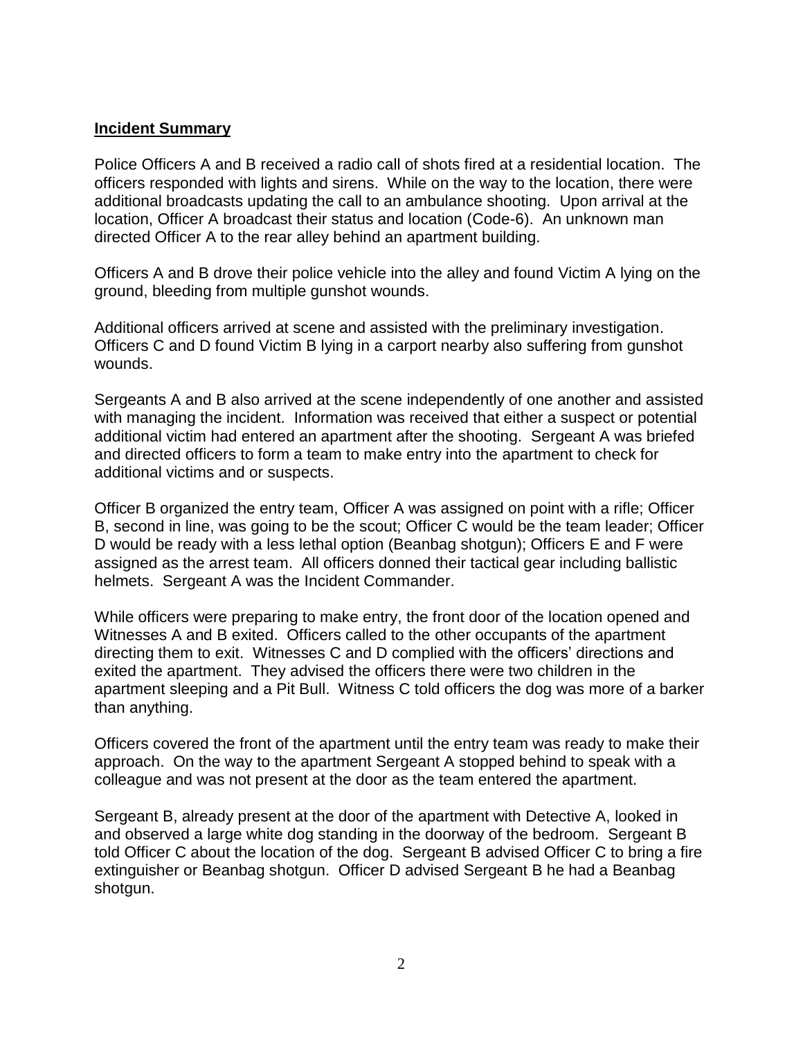**Incident Summary**

Police Officers A and B received a radio call of shots fired at a residential location. The officers responded with lights and sirens. While on the way to the location, there were additional broadcasts updating the call to an ambulance shooting. Upon arrival at the location, Officer A broadcast their status and location (Code-6). An unknown man directed Officer A to the rear alley behind an apartment building.

Officers A and B drove their police vehicle into the alley and found Victim A lying on the ground, bleeding from multiple gunshot wounds.

Additional officers arrived at scene and assisted with the preliminary investigation. Officers C and D found Victim B lying in a carport nearby also suffering from gunshot wounds.

Sergeants A and B also arrived at the scene independently of one another and assisted with managing the incident. Information was received that either a suspect or potential additional victim had entered an apartment after the shooting. Sergeant A was briefed and directed officers to form a team to make entry into the apartment to check for additional victims and or suspects.

Officer B organized the entry team, Officer A was assigned on point with a rifle; Officer B, second in line, was going to be the scout; Officer C would be the team leader; Officer D would be ready with a less lethal option (Beanbag shotgun); Officers E and F were assigned as the arrest team. All officers donned their tactical gear including ballistic helmets. Sergeant A was the Incident Commander.

While officers were preparing to make entry, the front door of the location opened and Witnesses A and B exited. Officers called to the other occupants of the apartment directing them to exit. Witnesses C and D complied with the officers' directions and exited the apartment. They advised the officers there were two children in the apartment sleeping and a Pit Bull. Witness C told officers the dog was more of a barker than anything.

Officers covered the front of the apartment until the entry team was ready to make their approach. On the way to the apartment Sergeant A stopped behind to speak with a colleague and was not present at the door as the team entered the apartment.

Sergeant B, already present at the door of the apartment with Detective A, looked in and observed a large white dog standing in the doorway of the bedroom. Sergeant B told Officer C about the location of the dog. Sergeant B advised Officer C to bring a fire extinguisher or Beanbag shotgun. Officer D advised Sergeant B he had a Beanbag shotgun.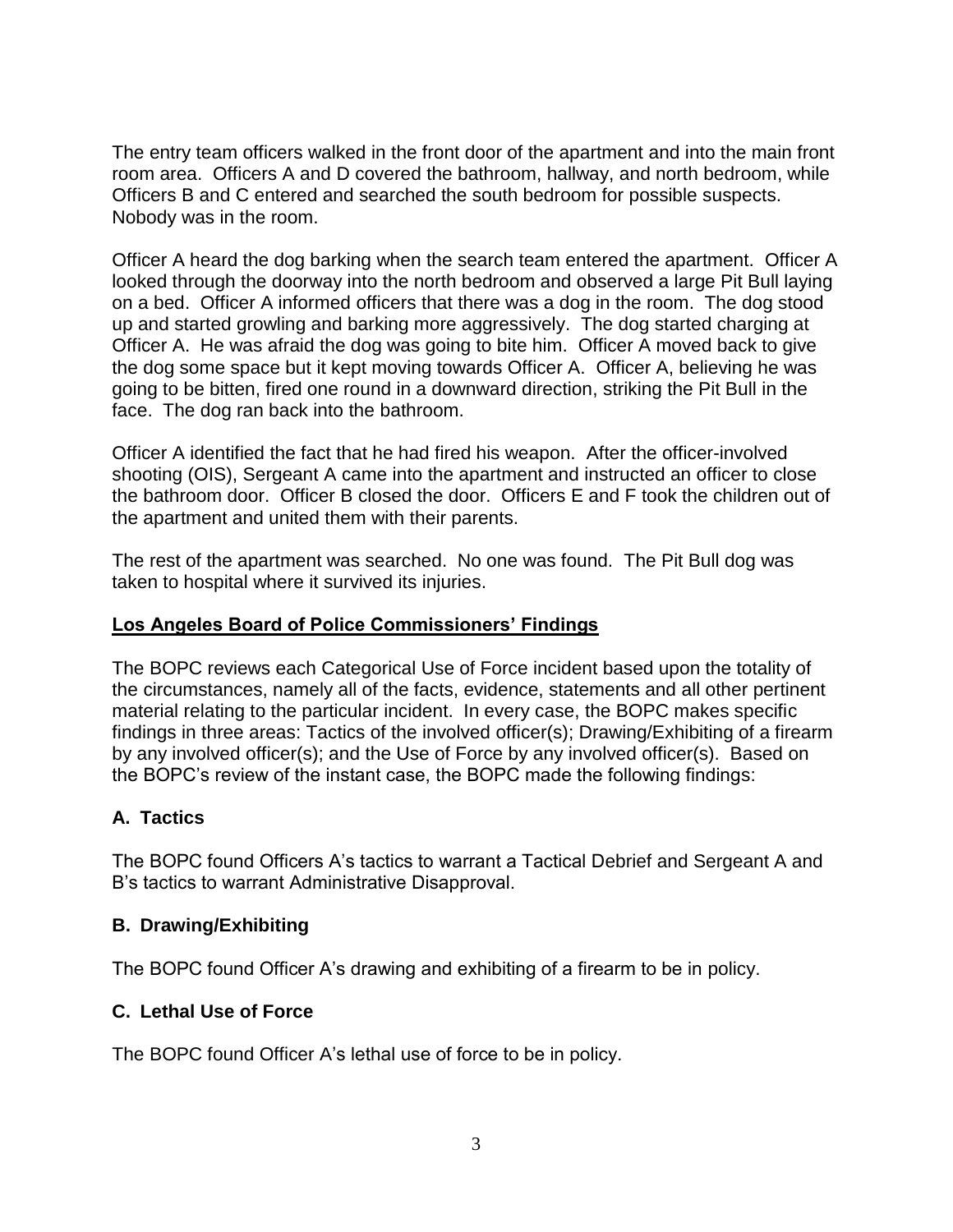The entry team officers walked in the front door of the apartment and into the main front room area. Officers A and D covered the bathroom, hallway, and north bedroom, while Officers B and C entered and searched the south bedroom for possible suspects. Nobody was in the room.

Officer A heard the dog barking when the search team entered the apartment. Officer A looked through the doorway into the north bedroom and observed a large Pit Bull laying on a bed. Officer A informed officers that there was a dog in the room. The dog stood up and started growling and barking more aggressively. The dog started charging at Officer A. He was afraid the dog was going to bite him. Officer A moved back to give the dog some space but it kept moving towards Officer A. Officer A, believing he was going to be bitten, fired one round in a downward direction, striking the Pit Bull in the face. The dog ran back into the bathroom.

Officer A identified the fact that he had fired his weapon. After the officer-involved shooting (OIS), Sergeant A came into the apartment and instructed an officer to close the bathroom door. Officer B closed the door. Officers E and F took the children out of the apartment and united them with their parents.

The rest of the apartment was searched. No one was found. The Pit Bull dog was taken to hospital where it survived its injuries.

## Los Angeles Board of Police Commissioners' Findings

The BOPC reviews each Categorical Use of Force incident based upon the totality of the circumstances, namely all of the facts, evidence, statements and all other pertinent material relating to the particular incident. In every case, the BOPC makes specific findings in three areas: Tactics of the involved officer(s); Drawing/Exhibiting of a firearm by any involved officer(s); and the Use of Force by any involved officer(s). Based on the BOPC's review of the instant case, the BOPC made the following findings:

### A. Tactics

The BOPC found Officers A's tactics to warrant a Tactical Debrief and Sergeant A and B's tactics to warrant Administrative Disapproval.

### B. Drawing/Exhibiting

The BOPC found Officer A's drawing and exhibiting of a firearm to be in policy.

### C. Lethal Use of Force

The BOPC found Officer A's lethal use of force to be in policy.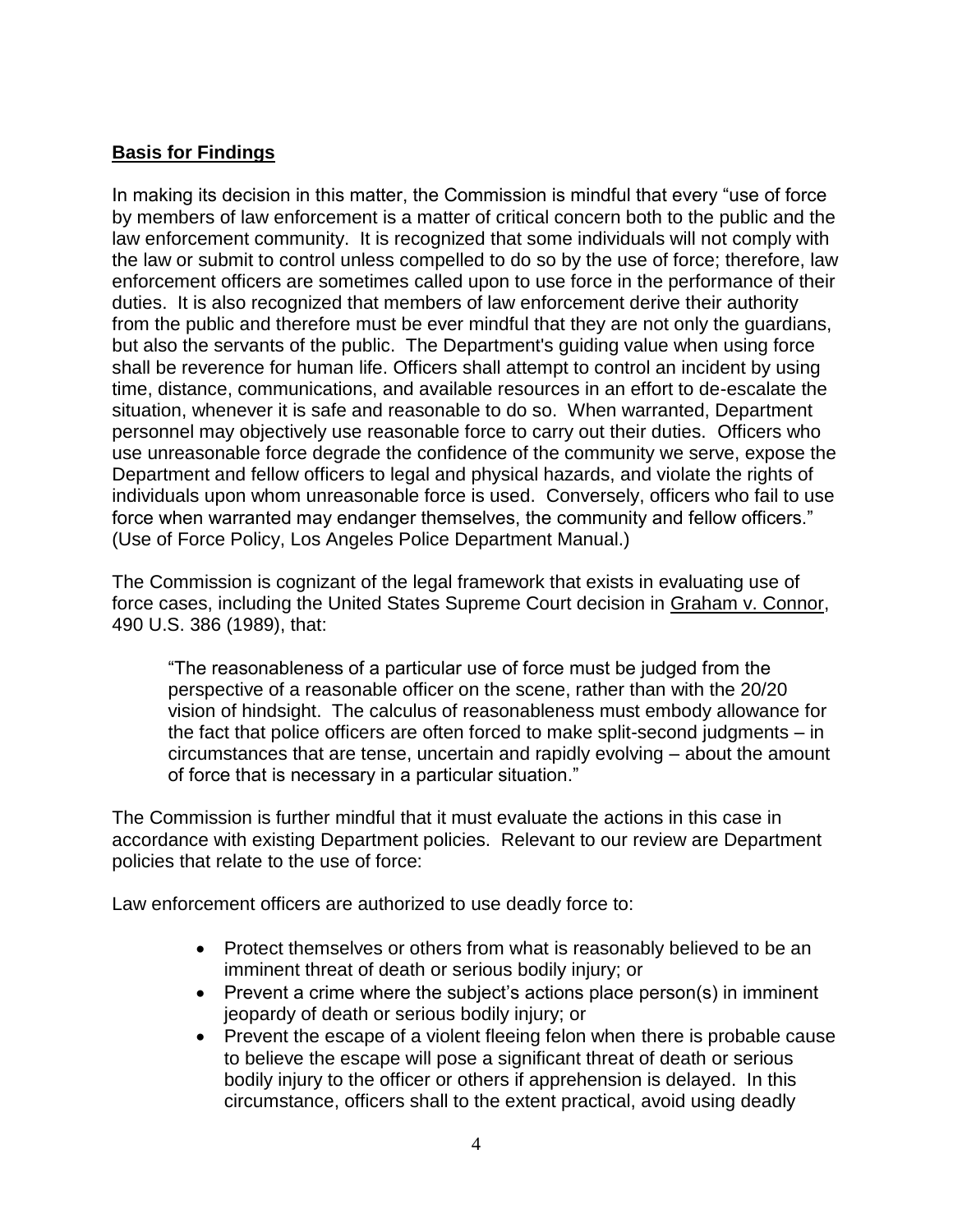**Basis for Findings**

In making its decision in this matter, the Commission is mindful that every "use of force by members of law enforcement is a matter of critical concern both to the public and the law enforcement community. It is recognized that some individuals will not comply with the law or submit to control unless compelled to do so by the use of force; therefore, law enforcement officers are sometimes called upon to use force in the performance of their duties. It is also recognized that members of law enforcement derive their authority from the public and therefore must be ever mindful that they are not only the guardians, but also the servants of the public. The Department's guiding value when using force shall be reverence for human life. Officers shall attempt to control an incident by using time, distance, communications, and available resources in an effort to de-escalate the situation, whenever it is safe and reasonable to do so. When warranted, Department personnel may objectively use reasonable force to carry out their duties. Officers who use unreasonable force degrade the confidence of the community we serve, expose the Department and fellow officers to legal and physical hazards, and violate the rights of individuals upon whom unreasonable force is used. Conversely, officers who fail to use force when warranted may endanger themselves, the community and fellow officers." (Use of Force Policy, Los Angeles Police Department Manual.)

The Commission is cognizant of the legal framework that exists in evaluating use of force cases, including the United States Supreme Court decision in Graham v. Connor, 490 U.S. 386 (1989), that:

> "The reasonableness of a particular use of force must be judged from the perspective of a reasonable officer on the scene, rather than with the 20/20 vision of hindsight. The calculus of reasonableness must embody allowance for the fact that police officers are often forced to make split-second judgments – in circumstances that are tense, uncertain and rapidly evolving – about the amount of force that is necessary in a particular situation."

The Commission is further mindful that it must evaluate the actions in this case in accordance with existing Department policies. Relevant to our review are Department policies that relate to the use of force:

Law enforcement officers are authorized to use deadly force to:

- Protect themselves or others from what is reasonably believed to be an imminent threat of death or serious bodily injury; or
- Prevent a crime where the subject's actions place person(s) in imminent jeopardy of death or serious bodily injury; or
- Prevent the escape of a violent fleeing felon when there is probable cause to believe the escape will pose a significant threat of death or serious bodily injury to the officer or others if apprehension is delayed. In this circumstance, officers shall to the extent practical, avoid using deadly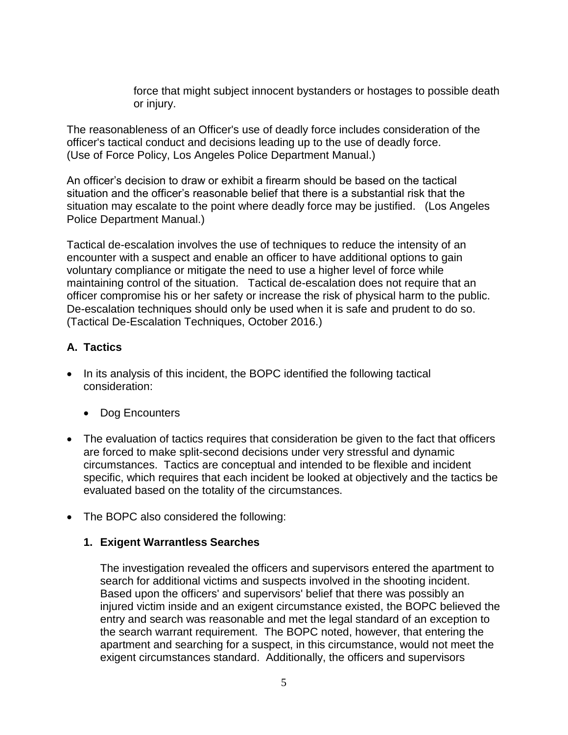force that might subject innocent bystanders or hostages to possible death or injury.

The reasonableness of an Officer's use of deadly force includes consideration of the officer's tactical conduct and decisions leading up to the use of deadly force. (Use of Force Policy, Los Angeles Police Department Manual.)

An officer's decision to draw or exhibit a firearm should be based on the tactical situation and the officer's reasonable belief that there is a substantial risk that the situation may escalate to the point where deadly force may be justified. (Los Angeles Police Department Manual.)

Tactical de-escalation involves the use of techniques to reduce the intensity of an encounter with a suspect and enable an officer to have additional options to gain voluntary compliance or mitigate the need to use a higher level of force while maintaining control of the situation. Tactical de-escalation does not require that an officer compromise his or her safety or increase the risk of physical harm to the public. De-escalation techniques should only be used when it is safe and prudent to do so. (Tactical De-Escalation Techniques, October 2016.)

**A. Tactics**

- In its analysis of this incident, the BOPC identified the following tactical consideration:
  - Dog Encounters
- The evaluation of tactics requires that consideration be given to the fact that officers are forced to make split-second decisions under very stressful and dynamic circumstances. Tactics are conceptual and intended to be flexible and incident specific, which requires that each incident be looked at objectively and the tactics be evaluated based on the totality of the circumstances.
- The BOPC also considered the following:

  **1. Exigent Warrantless Searches**

  The investigation revealed the officers and supervisors entered the apartment to search for additional victims and suspects involved in the shooting incident. Based upon the officers' and supervisors' belief that there was possibly an injured victim inside and an exigent circumstance existed, the BOPC believed the entry and search was reasonable and met the legal standard of an exception to the search warrant requirement. The BOPC noted, however, that entering the apartment and searching for a suspect, in this circumstance, would not meet the exigent circumstances standard. Additionally, the officers and supervisors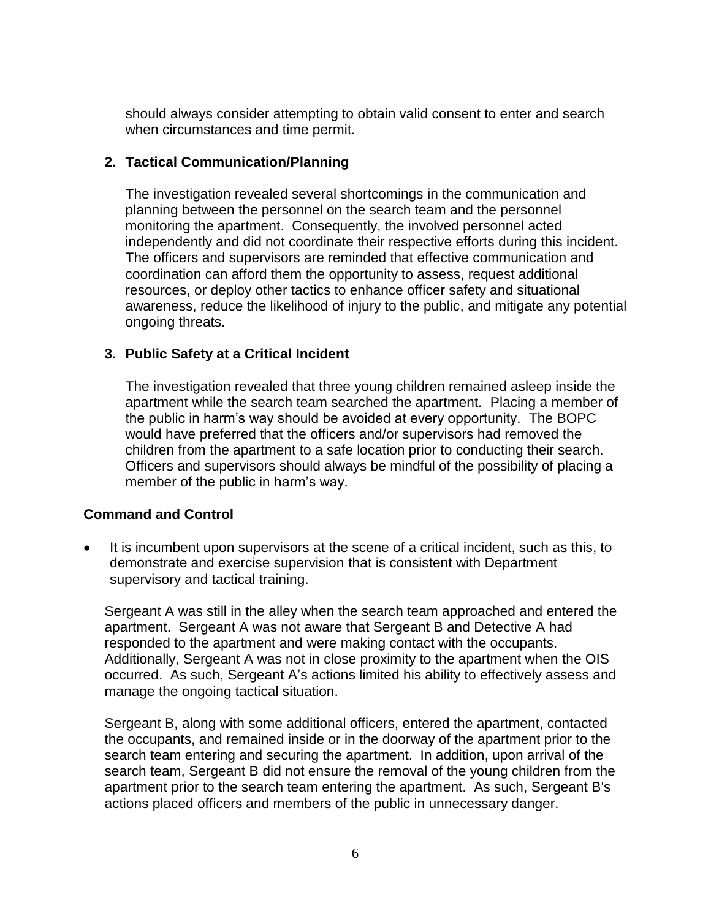should always consider attempting to obtain valid consent to enter and search when circumstances and time permit.

**2. Tactical Communication/Planning**

The investigation revealed several shortcomings in the communication and planning between the personnel on the search team and the personnel monitoring the apartment. Consequently, the involved personnel acted independently and did not coordinate their respective efforts during this incident. The officers and supervisors are reminded that effective communication and coordination can afford them the opportunity to assess, request additional resources, or deploy other tactics to enhance officer safety and situational awareness, reduce the likelihood of injury to the public, and mitigate any potential ongoing threats.

**3. Public Safety at a Critical Incident**

The investigation revealed that three young children remained asleep inside the apartment while the search team searched the apartment. Placing a member of the public in harm's way should be avoided at every opportunity. The BOPC would have preferred that the officers and/or supervisors had removed the children from the apartment to a safe location prior to conducting their search. Officers and supervisors should always be mindful of the possibility of placing a member of the public in harm's way.

**Command and Control**

- It is incumbent upon supervisors at the scene of a critical incident, such as this, to demonstrate and exercise supervision that is consistent with Department supervisory and tactical training.

Sergeant A was still in the alley when the search team approached and entered the apartment. Sergeant A was not aware that Sergeant B and Detective A had responded to the apartment and were making contact with the occupants. Additionally, Sergeant A was not in close proximity to the apartment when the OIS occurred. As such, Sergeant A's actions limited his ability to effectively assess and manage the ongoing tactical situation.

Sergeant B, along with some additional officers, entered the apartment, contacted the occupants, and remained inside or in the doorway of the apartment prior to the search team entering and securing the apartment. In addition, upon arrival of the search team, Sergeant B did not ensure the removal of the young children from the apartment prior to the search team entering the apartment. As such, Sergeant B's actions placed officers and members of the public in unnecessary danger.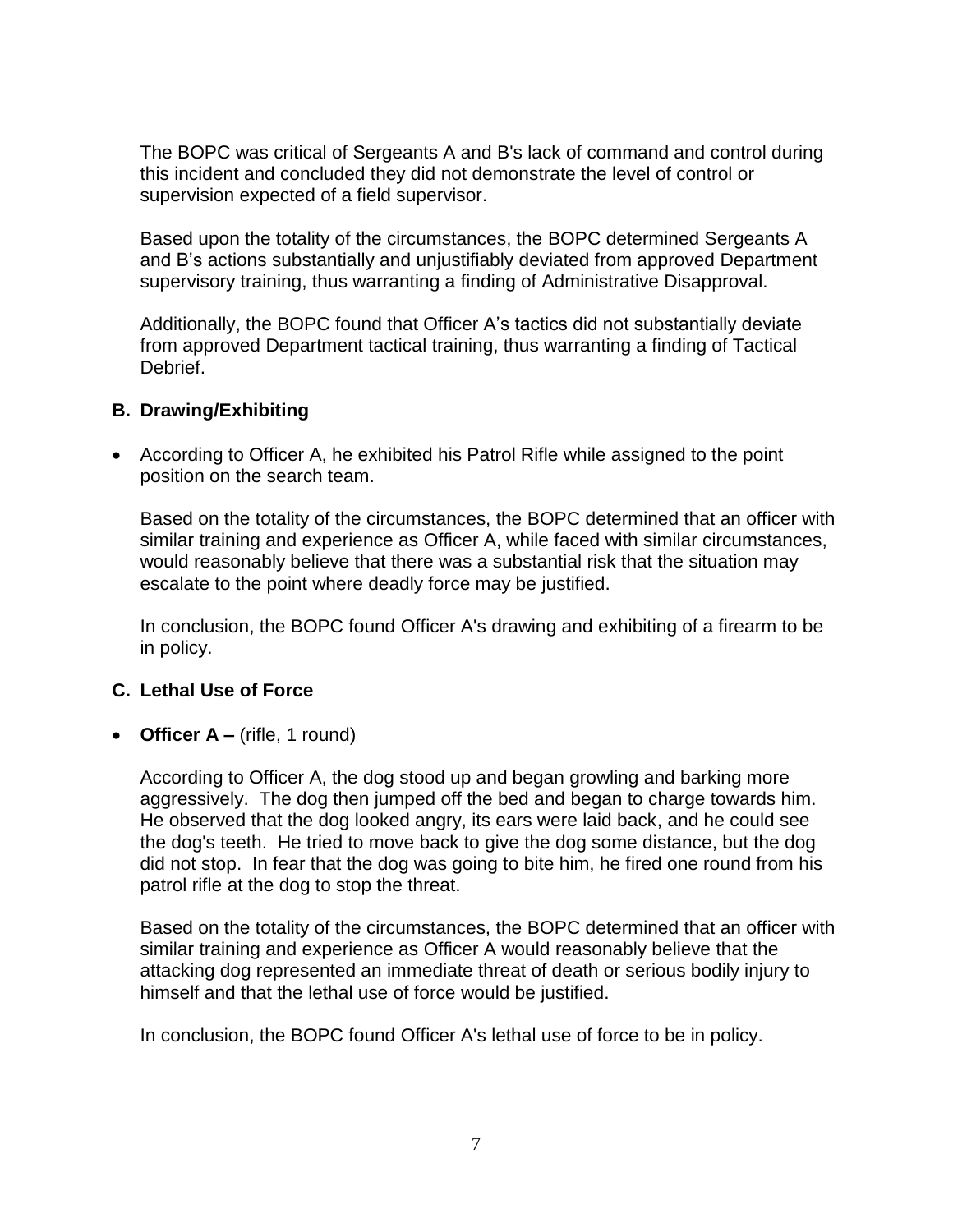The BOPC was critical of Sergeants A and B's lack of command and control during this incident and concluded they did not demonstrate the level of control or supervision expected of a field supervisor.

Based upon the totality of the circumstances, the BOPC determined Sergeants A and B's actions substantially and unjustifiably deviated from approved Department supervisory training, thus warranting a finding of Administrative Disapproval.

Additionally, the BOPC found that Officer A's tactics did not substantially deviate from approved Department tactical training, thus warranting a finding of Tactical Debrief.

### B. Drawing/Exhibiting

- According to Officer A, he exhibited his Patrol Rifle while assigned to the point position on the search team.

  Based on the totality of the circumstances, the BOPC determined that an officer with similar training and experience as Officer A, while faced with similar circumstances, would reasonably believe that there was a substantial risk that the situation may escalate to the point where deadly force may be justified.

  In conclusion, the BOPC found Officer A's drawing and exhibiting of a firearm to be in policy.

### C. Lethal Use of Force

- **Officer A –** (rifle, 1 round)

  According to Officer A, the dog stood up and began growling and barking more aggressively. The dog then jumped off the bed and began to charge towards him. He observed that the dog looked angry, its ears were laid back, and he could see the dog's teeth. He tried to move back to give the dog some distance, but the dog did not stop. In fear that the dog was going to bite him, he fired one round from his patrol rifle at the dog to stop the threat.

  Based on the totality of the circumstances, the BOPC determined that an officer with similar training and experience as Officer A would reasonably believe that the attacking dog represented an immediate threat of death or serious bodily injury to himself and that the lethal use of force would be justified.

  In conclusion, the BOPC found Officer A's lethal use of force to be in policy.